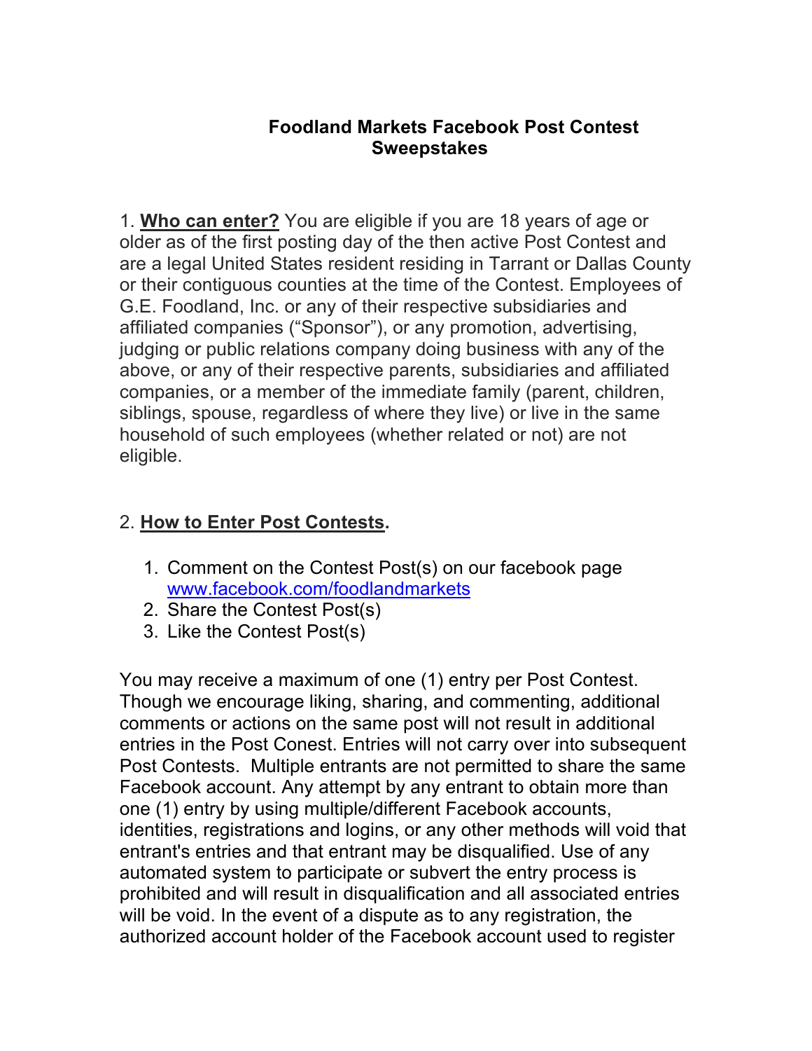# Foodland Markets Facebook Post Contest Sweepstakes

1. **Who can enter?** You are eligible if you are 18 years of age or older as of the first posting day of the then active Post Contest and are a legal United States resident residing in Tarrant or Dallas County or their contiguous counties at the time of the Contest. Employees of G.E. Foodland, Inc. or any of their respective subsidiaries and affiliated companies ("Sponsor"), or any promotion, advertising, judging or public relations company doing business with any of the above, or any of their respective parents, subsidiaries and affiliated companies, or a member of the immediate family (parent, children, siblings, spouse, regardless of where they live) or live in the same household of such employees (whether related or not) are not eligible.

2. **How to Enter Post Contests.**

    1. Comment on the Contest Post(s) on our facebook page [www.facebook.com/foodlandmarkets](www.facebook.com/foodlandmarkets)
    2. Share the Contest Post(s)
    3. Like the Contest Post(s)

You may receive a maximum of one (1) entry per Post Contest. Though we encourage liking, sharing, and commenting, additional comments or actions on the same post will not result in additional entries in the Post Conest. Entries will not carry over into subsequent Post Contests. Multiple entrants are not permitted to share the same Facebook account. Any attempt by any entrant to obtain more than one (1) entry by using multiple/different Facebook accounts, identities, registrations and logins, or any other methods will void that entrant's entries and that entrant may be disqualified. Use of any automated system to participate or subvert the entry process is prohibited and will result in disqualification and all associated entries will be void. In the event of a dispute as to any registration, the authorized account holder of the Facebook account used to register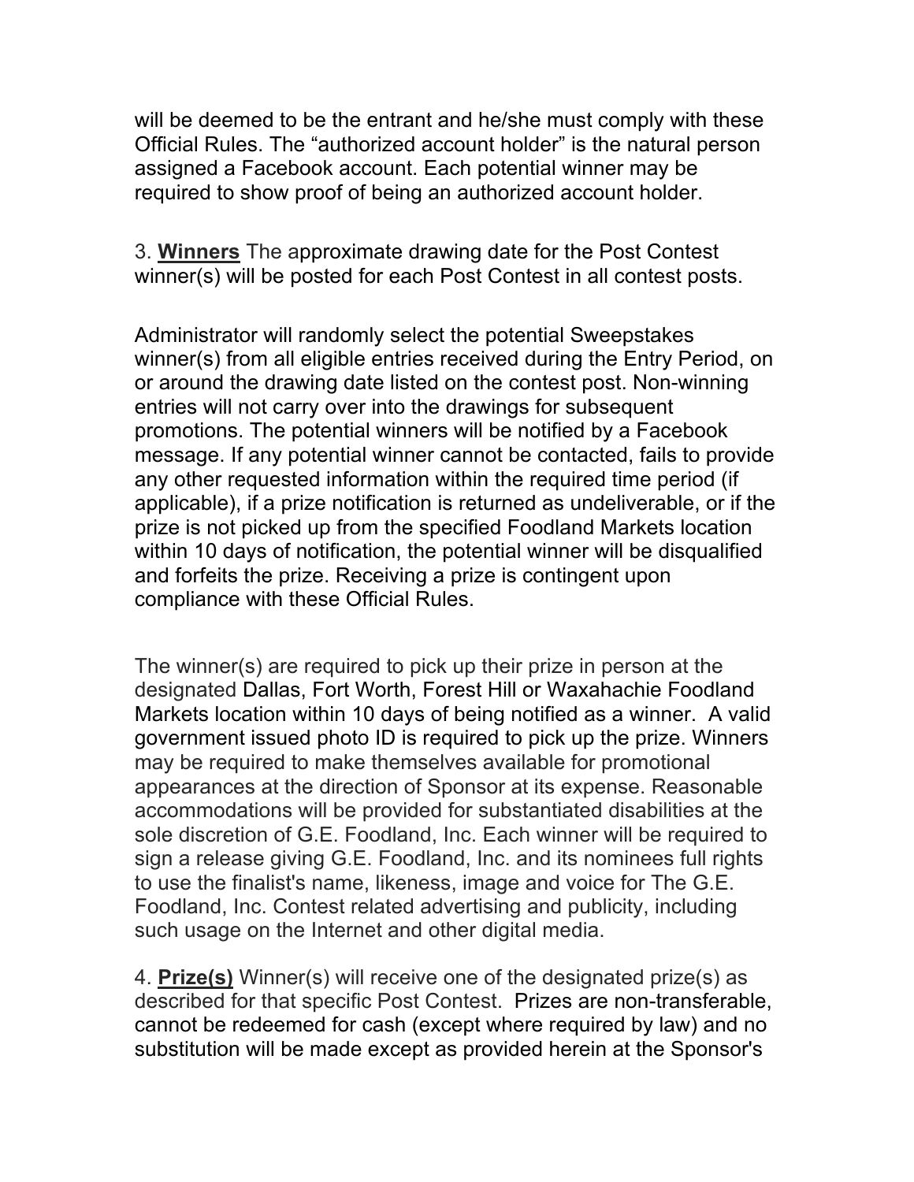will be deemed to be the entrant and he/she must comply with these Official Rules. The “authorized account holder” is the natural person assigned a Facebook account. Each potential winner may be required to show proof of being an authorized account holder.

3. **Winners** The approximate drawing date for the Post Contest winner(s) will be posted for each Post Contest in all contest posts.

Administrator will randomly select the potential Sweepstakes winner(s) from all eligible entries received during the Entry Period, on or around the drawing date listed on the contest post. Non-winning entries will not carry over into the drawings for subsequent promotions. The potential winners will be notified by a Facebook message. If any potential winner cannot be contacted, fails to provide any other requested information within the required time period (if applicable), if a prize notification is returned as undeliverable, or if the prize is not picked up from the specified Foodland Markets location within 10 days of notification, the potential winner will be disqualified and forfeits the prize. Receiving a prize is contingent upon compliance with these Official Rules.

The winner(s) are required to pick up their prize in person at the designated Dallas, Fort Worth, Forest Hill or Waxahachie Foodland Markets location within 10 days of being notified as a winner. A valid government issued photo ID is required to pick up the prize. Winners may be required to make themselves available for promotional appearances at the direction of Sponsor at its expense. Reasonable accommodations will be provided for substantiated disabilities at the sole discretion of G.E. Foodland, Inc. Each winner will be required to sign a release giving G.E. Foodland, Inc. and its nominees full rights to use the finalist's name, likeness, image and voice for The G.E. Foodland, Inc. Contest related advertising and publicity, including such usage on the Internet and other digital media.

4. **Prize(s)** Winner(s) will receive one of the designated prize(s) as described for that specific Post Contest. Prizes are non-transferable, cannot be redeemed for cash (except where required by law) and no substitution will be made except as provided herein at the Sponsor's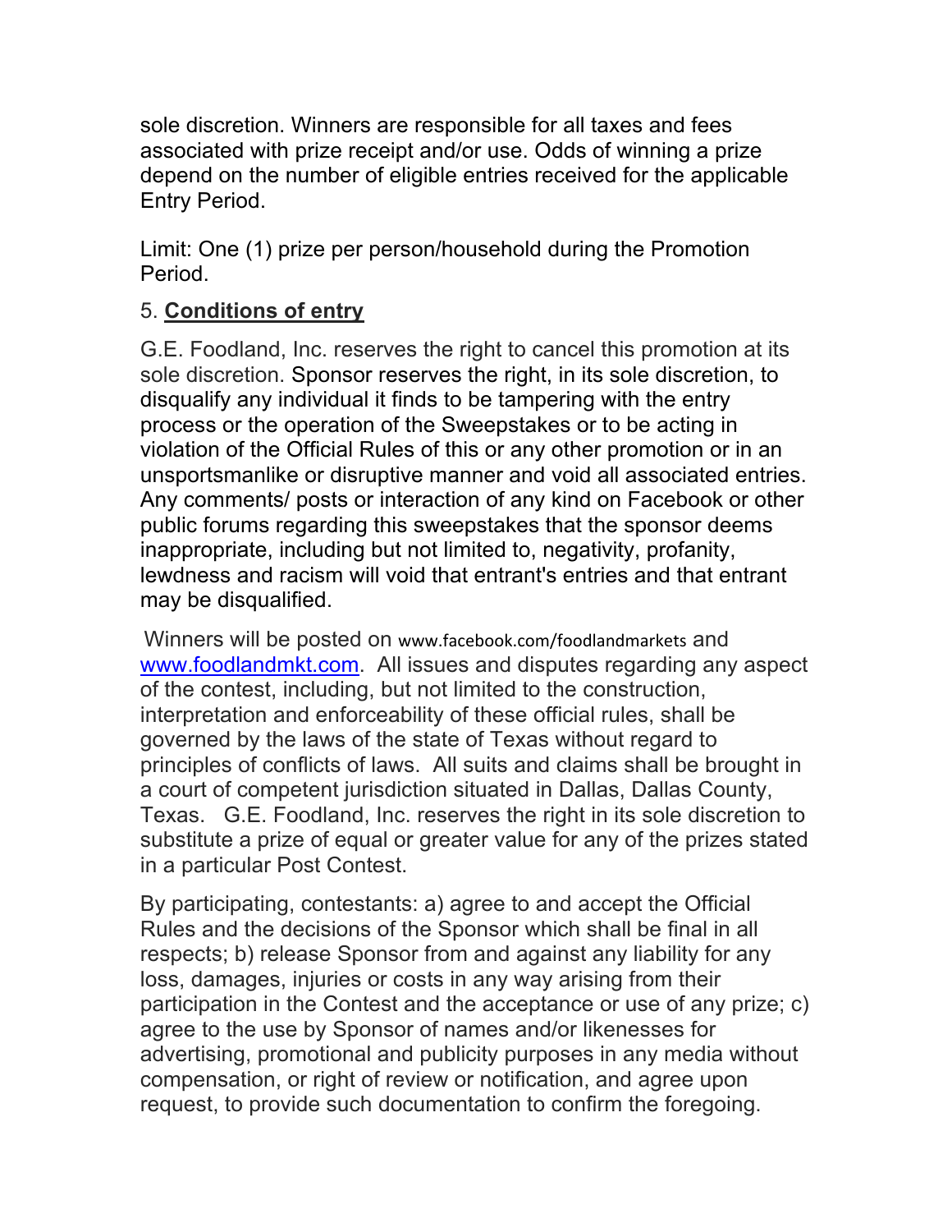sole discretion. Winners are responsible for all taxes and fees associated with prize receipt and/or use. Odds of winning a prize depend on the number of eligible entries received for the applicable Entry Period.

Limit: One (1) prize per person/household during the Promotion Period.

5. **Conditions of entry**

G.E. Foodland, Inc. reserves the right to cancel this promotion at its sole discretion. Sponsor reserves the right, in its sole discretion, to disqualify any individual it finds to be tampering with the entry process or the operation of the Sweepstakes or to be acting in violation of the Official Rules of this or any other promotion or in an unsportsmanlike or disruptive manner and void all associated entries. Any comments/ posts or interaction of any kind on Facebook or other public forums regarding this sweepstakes that the sponsor deems inappropriate, including but not limited to, negativity, profanity, lewdness and racism will void that entrant's entries and that entrant may be disqualified.

Winners will be posted on www.facebook.com/foodlandmarkets and [www.foodlandmkt.com](http://www.foodlandmkt.com). All issues and disputes regarding any aspect of the contest, including, but not limited to the construction, interpretation and enforceability of these official rules, shall be governed by the laws of the state of Texas without regard to principles of conflicts of laws. All suits and claims shall be brought in a court of competent jurisdiction situated in Dallas, Dallas County, Texas. G.E. Foodland, Inc. reserves the right in its sole discretion to substitute a prize of equal or greater value for any of the prizes stated in a particular Post Contest.

By participating, contestants: a) agree to and accept the Official Rules and the decisions of the Sponsor which shall be final in all respects; b) release Sponsor from and against any liability for any loss, damages, injuries or costs in any way arising from their participation in the Contest and the acceptance or use of any prize; c) agree to the use by Sponsor of names and/or likenesses for advertising, promotional and publicity purposes in any media without compensation, or right of review or notification, and agree upon request, to provide such documentation to confirm the foregoing.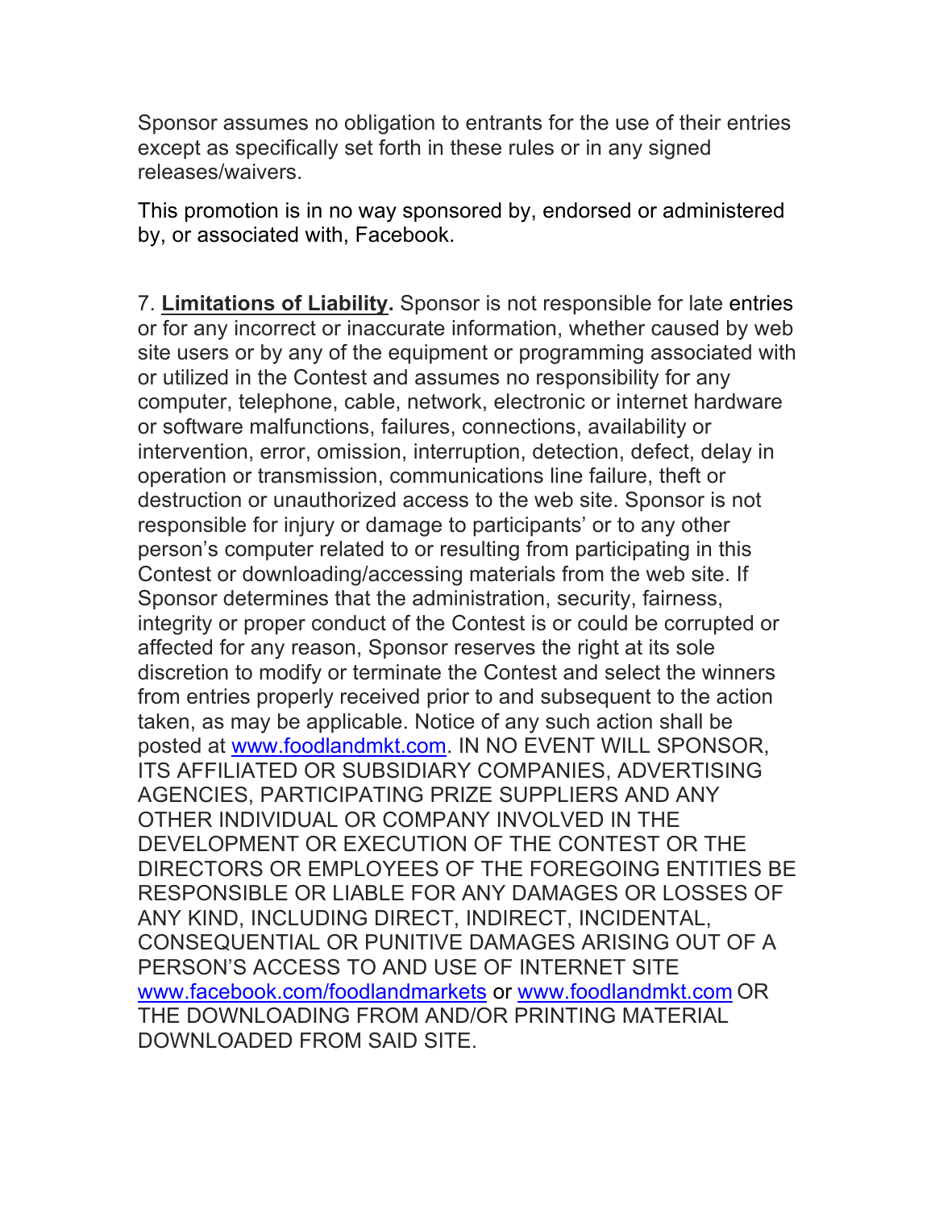Sponsor assumes no obligation to entrants for the use of their entries except as specifically set forth in these rules or in any signed releases/waivers.

This promotion is in no way sponsored by, endorsed or administered by, or associated with, Facebook.

7. **Limitations of Liability.** Sponsor is not responsible for late entries or for any incorrect or inaccurate information, whether caused by web site users or by any of the equipment or programming associated with or utilized in the Contest and assumes no responsibility for any computer, telephone, cable, network, electronic or internet hardware or software malfunctions, failures, connections, availability or intervention, error, omission, interruption, detection, defect, delay in operation or transmission, communications line failure, theft or destruction or unauthorized access to the web site. Sponsor is not responsible for injury or damage to participants' or to any other person's computer related to or resulting from participating in this Contest or downloading/accessing materials from the web site. If Sponsor determines that the administration, security, fairness, integrity or proper conduct of the Contest is or could be corrupted or affected for any reason, Sponsor reserves the right at its sole discretion to modify or terminate the Contest and select the winners from entries properly received prior to and subsequent to the action taken, as may be applicable. Notice of any such action shall be posted at www.foodlandmkt.com. IN NO EVENT WILL SPONSOR, ITS AFFILIATED OR SUBSIDIARY COMPANIES, ADVERTISING AGENCIES, PARTICIPATING PRIZE SUPPLIERS AND ANY OTHER INDIVIDUAL OR COMPANY INVOLVED IN THE DEVELOPMENT OR EXECUTION OF THE CONTEST OR THE DIRECTORS OR EMPLOYEES OF THE FOREGOING ENTITIES BE RESPONSIBLE OR LIABLE FOR ANY DAMAGES OR LOSSES OF ANY KIND, INCLUDING DIRECT, INDIRECT, INCIDENTAL, CONSEQUENTIAL OR PUNITIVE DAMAGES ARISING OUT OF A PERSON'S ACCESS TO AND USE OF INTERNET SITE www.facebook.com/foodlandmarkets or www.foodlandmkt.com OR THE DOWNLOADING FROM AND/OR PRINTING MATERIAL DOWNLOADED FROM SAID SITE.